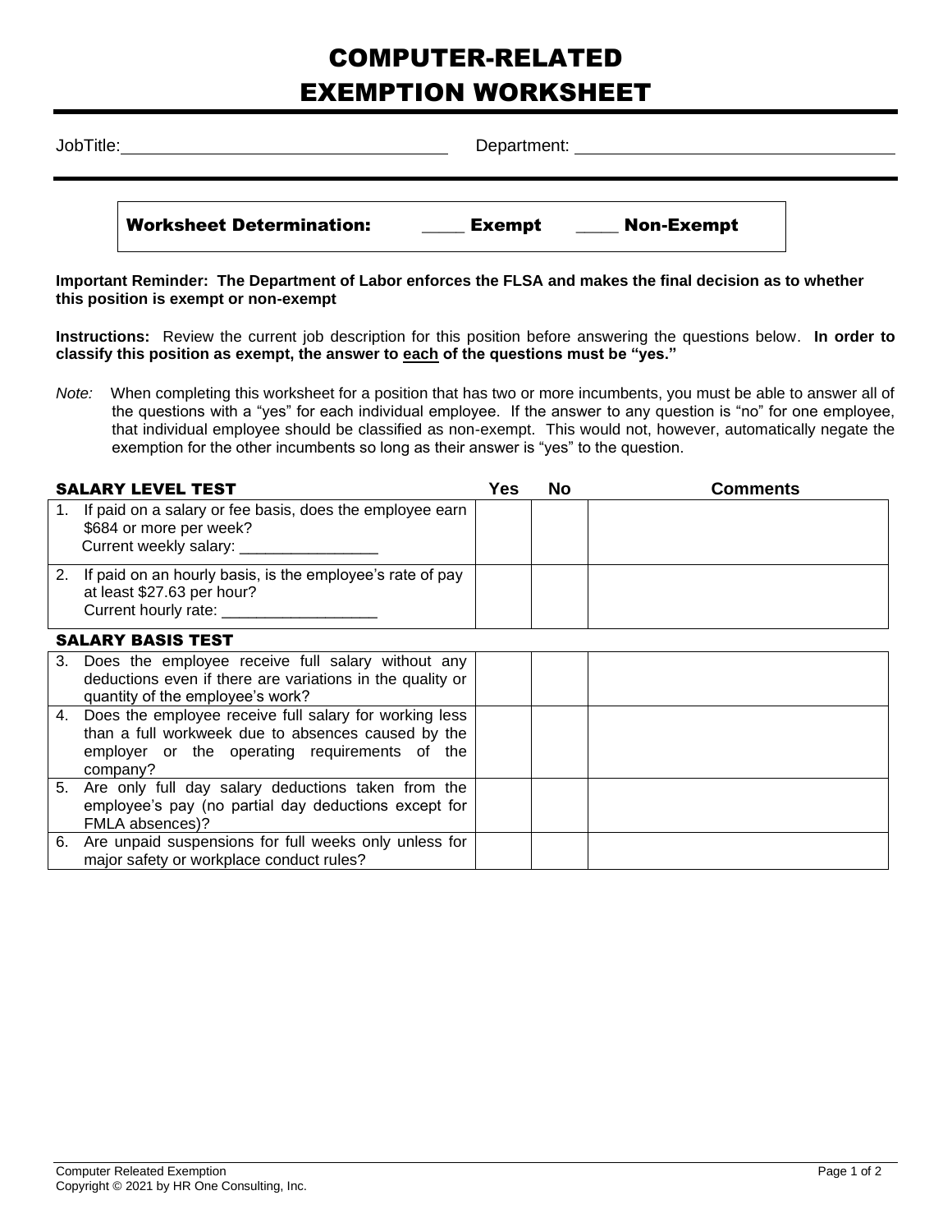# COMPUTER-RELATED EXEMPTION WORKSHEET

JobTitle: ______________________ Department: ______________________

**Worksheet Determination:** ____ **Exempt** ____ **Non-Exempt**

**Important Reminder: The Department of Labor enforces the FLSA and makes the final decision as to whether this position is exempt or non-exempt**

**Instructions:** Review the current job description for this position before answering the questions below. **In order to classify this position as exempt, the answer to each of the questions must be "yes."**

*Note:* When completing this worksheet for a position that has two or more incumbents, you must be able to answer all of the questions with a "yes" for each individual employee. If the answer to any question is "no" for one employee, that individual employee should be classified as non-exempt. This would not, however, automatically negate the exemption for the other incumbents so long as their answer is "yes" to the question.

| SALARY LEVEL TEST | Yes | No | Comments |
|---|---|---|---|
| 1. If paid on a salary or fee basis, does the employee earn $684 or more per week? Current weekly salary: ________________ | | | |
| 2. If paid on an hourly basis, is the employee's rate of pay at least $27.63 per hour? Current hourly rate: __________________ | | | |
| **SALARY BASIS TEST** | | | |
| 3. Does the employee receive full salary without any deductions even if there are variations in the quality or quantity of the employee's work? | | | |
| 4. Does the employee receive full salary for working less than a full workweek due to absences caused by the employer or the operating requirements of the company? | | | |
| 5. Are only full day salary deductions taken from the employee's pay (no partial day deductions except for FMLA absences)? | | | |
| 6. Are unpaid suspensions for full weeks only unless for major safety or workplace conduct rules? | | | |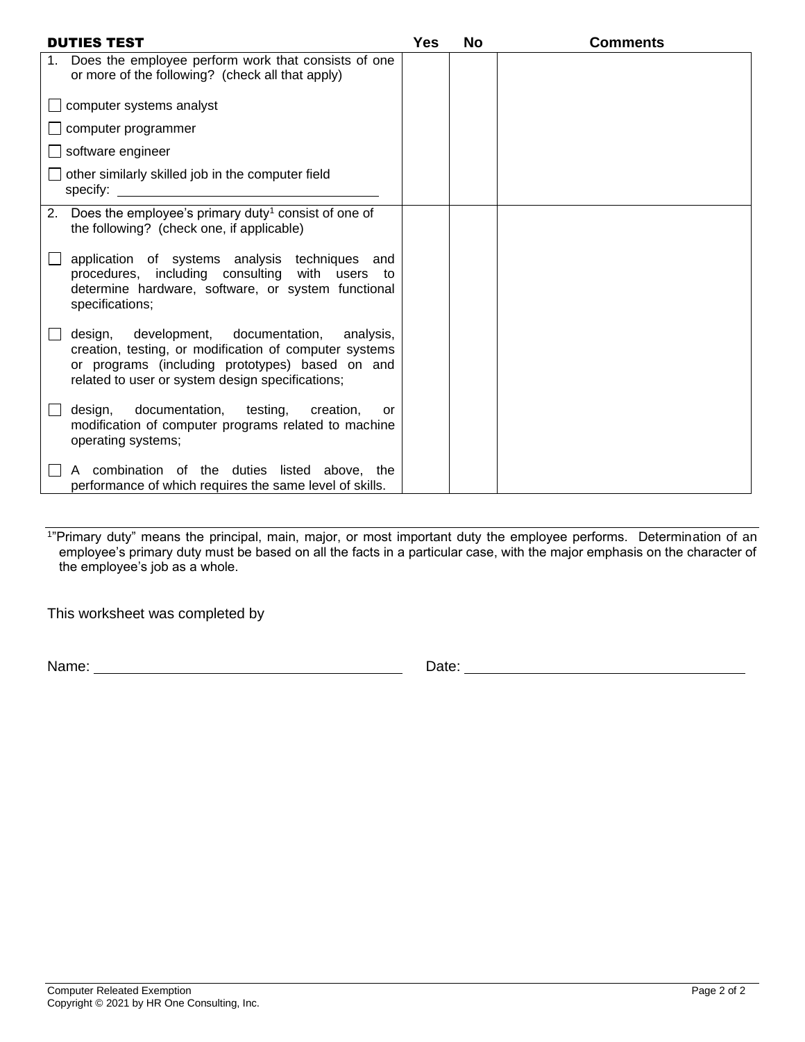| DUTIES TEST | Yes | No | Comments |
|---|---|---|---|
| 1. Does the employee perform work that consists of one or more of the following? (check all that apply)<br><br>☐ computer systems analyst<br>☐ computer programmer<br>☐ software engineer<br>☐ other similarly skilled job in the computer field<br>specify: ______________________ | | | |
| 2. Does the employee's primary duty[1] consist of one of the following? (check one, if applicable)<br><br>☐ application of systems analysis techniques and procedures, including consulting with users to determine hardware, software, or system functional specifications;<br><br>☐ design, development, documentation, analysis, creation, testing, or modification of computer systems or programs (including prototypes) based on and related to user or system design specifications;<br><br>☐ design, documentation, testing, creation, or modification of computer programs related to machine operating systems;<br><br>☐ A combination of the duties listed above, the performance of which requires the same level of skills. | | | |

[1] "Primary duty" means the principal, main, major, or most important duty the employee performs. Determination of an employee's primary duty must be based on all the facts in a particular case, with the major emphasis on the character of the employee's job as a whole.

This worksheet was completed by

Name: ______________________ Date: ______________________

Computer Releated Exemption
Copyright © 2021 by HR One Consulting, Inc.